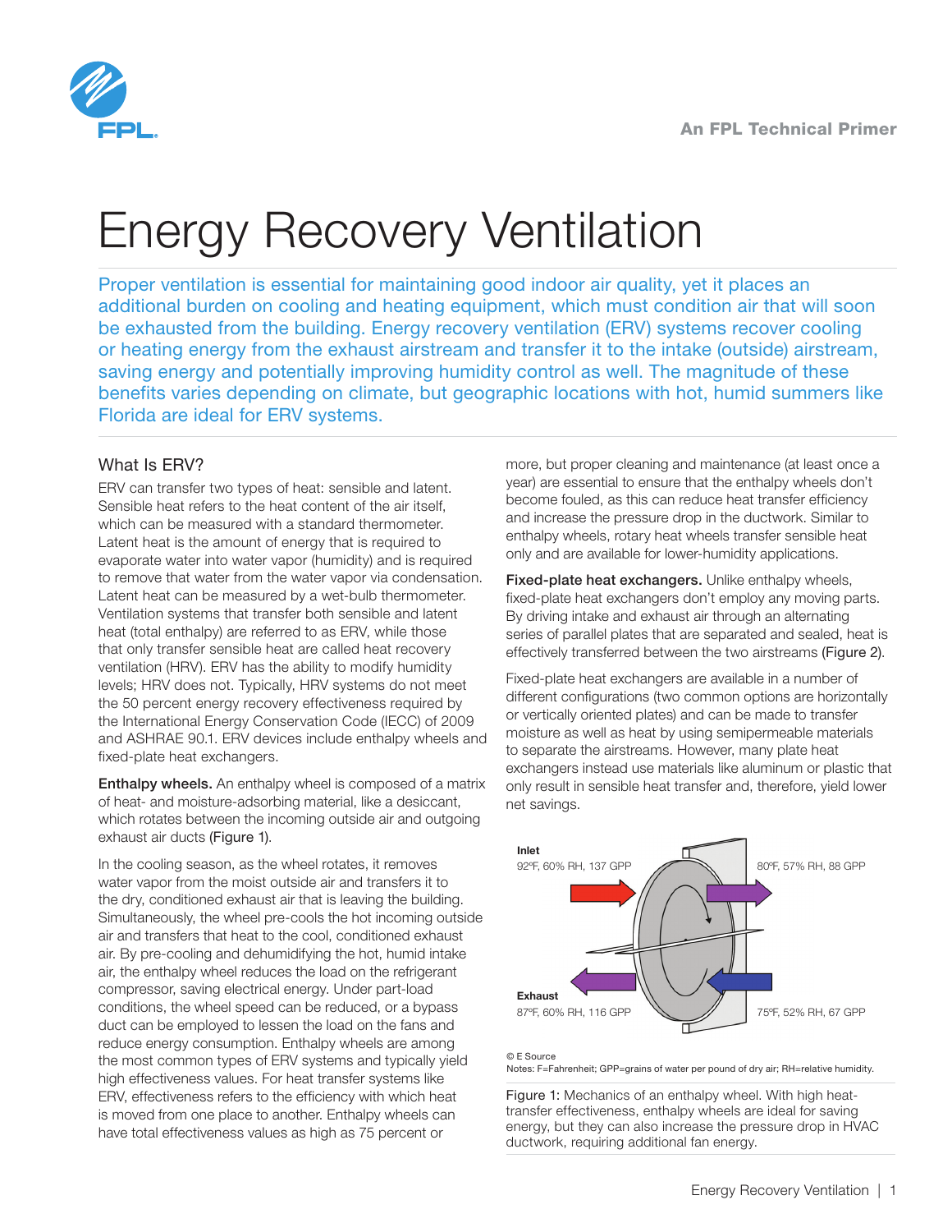An FPL Technical Primer

# Energy Recovery Ventilation

Proper ventilation is essential for maintaining good indoor air quality, yet it places an additional burden on cooling and heating equipment, which must condition air that will soon be exhausted from the building. Energy recovery ventilation (ERV) systems recover cooling or heating energy from the exhaust airstream and transfer it to the intake (outside) airstream, saving energy and potentially improving humidity control as well. The magnitude of these benefits varies depending on climate, but geographic locations with hot, humid summers like Florida are ideal for ERV systems.

## What Is ERV?

ERV can transfer two types of heat: sensible and latent. Sensible heat refers to the heat content of the air itself, which can be measured with a standard thermometer. Latent heat is the amount of energy that is required to evaporate water into water vapor (humidity) and is required to remove that water from the water vapor via condensation. Latent heat can be measured by a wet-bulb thermometer. Ventilation systems that transfer both sensible and latent heat (total enthalpy) are referred to as ERV, while those that only transfer sensible heat are called heat recovery ventilation (HRV). ERV has the ability to modify humidity levels; HRV does not. Typically, HRV systems do not meet the 50 percent energy recovery effectiveness required by the International Energy Conservation Code (IECC) of 2009 and ASHRAE 90.1. ERV devices include enthalpy wheels and fixed-plate heat exchangers.

**Enthalpy wheels.** An enthalpy wheel is composed of a matrix of heat- and moisture-adsorbing material, like a desiccant, which rotates between the incoming outside air and outgoing exhaust air ducts (Figure 1).

In the cooling season, as the wheel rotates, it removes water vapor from the moist outside air and transfers it to the dry, conditioned exhaust air that is leaving the building. Simultaneously, the wheel pre-cools the hot incoming outside air and transfers that heat to the cool, conditioned exhaust air. By pre-cooling and dehumidifying the hot, humid intake air, the enthalpy wheel reduces the load on the refrigerant compressor, saving electrical energy. Under part-load conditions, the wheel speed can be reduced, or a bypass duct can be employed to lessen the load on the fans and reduce energy consumption. Enthalpy wheels are among the most common types of ERV systems and typically yield high effectiveness values. For heat transfer systems like ERV, effectiveness refers to the efficiency with which heat is moved from one place to another. Enthalpy wheels can have total effectiveness values as high as 75 percent or more, but proper cleaning and maintenance (at least once a year) are essential to ensure that the enthalpy wheels don't become fouled, as this can reduce heat transfer efficiency and increase the pressure drop in the ductwork. Similar to enthalpy wheels, rotary heat wheels transfer sensible heat only and are available for lower-humidity applications.

**Fixed-plate heat exchangers.** Unlike enthalpy wheels, fixed-plate heat exchangers don't employ any moving parts. By driving intake and exhaust air through an alternating series of parallel plates that are separated and sealed, heat is effectively transferred between the two airstreams (Figure 2).

Fixed-plate heat exchangers are available in a number of different configurations (two common options are horizontally or vertically oriented plates) and can be made to transfer moisture as well as heat by using semipermeable materials to separate the airstreams. However, many plate heat exchangers instead use materials like aluminum or plastic that only result in sensible heat transfer and, therefore, yield lower net savings.

**Inlet**
92ºF, 60% RH, 137 GPP

80ºF, 57% RH, 88 GPP

**Exhaust**
87ºF, 60% RH, 116 GPP

75ºF, 52% RH, 67 GPP

© E Source
Notes: F=Fahrenheit; GPP=grains of water per pound of dry air; RH=relative humidity.

Figure 1: Mechanics of an enthalpy wheel. With high heat-transfer effectiveness, enthalpy wheels are ideal for saving energy, but they can also increase the pressure drop in HVAC ductwork, requiring additional fan energy.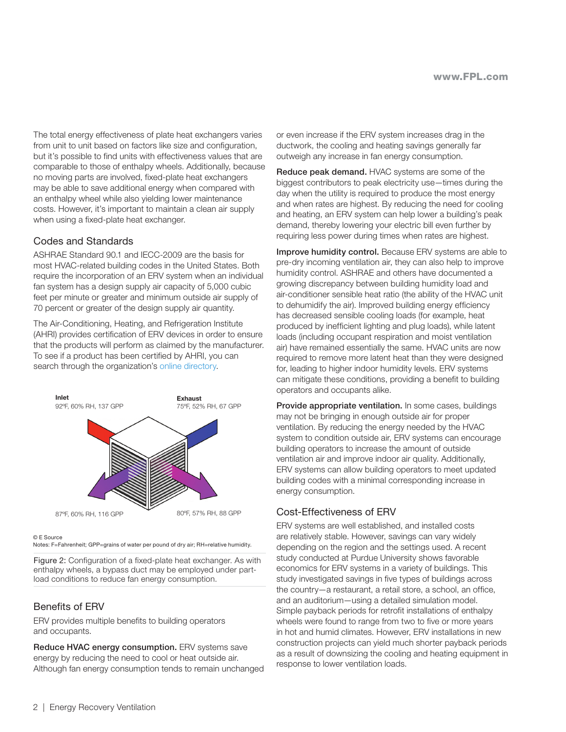The total energy effectiveness of plate heat exchangers varies from unit to unit based on factors like size and configuration, but it's possible to find units with effectiveness values that are comparable to those of enthalpy wheels. Additionally, because no moving parts are involved, fixed-plate heat exchangers may be able to save additional energy when compared with an enthalpy wheel while also yielding lower maintenance costs. However, it's important to maintain a clean air supply when using a fixed-plate heat exchanger.

## Codes and Standards

ASHRAE Standard 90.1 and IECC-2009 are the basis for most HVAC-related building codes in the United States. Both require the incorporation of an ERV system when an individual fan system has a design supply air capacity of 5,000 cubic feet per minute or greater and minimum outside air supply of 70 percent or greater of the design supply air quantity.

The Air-Conditioning, Heating, and Refrigeration Institute (AHRI) provides certification of ERV devices in order to ensure that the products will perform as claimed by the manufacturer. To see if a product has been certified by AHRI, you can search through the organization's online directory.

**Inlet**
92ºF, 60% RH, 137 GPP

**Exhaust**
75ºF, 52% RH, 67 GPP

87ºF, 60% RH, 116 GPP

80ºF, 57% RH, 88 GPP

© E Source
Notes: F=Fahrenheit; GPP=grains of water per pound of dry air; RH=relative humidity.

Figure 2: Configuration of a fixed-plate heat exchanger. As with enthalpy wheels, a bypass duct may be employed under part-load conditions to reduce fan energy consumption.

## Benefits of ERV

ERV provides multiple benefits to building operators and occupants.

**Reduce HVAC energy consumption.** ERV systems save energy by reducing the need to cool or heat outside air. Although fan energy consumption tends to remain unchanged or even increase if the ERV system increases drag in the ductwork, the cooling and heating savings generally far outweigh any increase in fan energy consumption.

**Reduce peak demand.** HVAC systems are some of the biggest contributors to peak electricity use—times during the day when the utility is required to produce the most energy and when rates are highest. By reducing the need for cooling and heating, an ERV system can help lower a building's peak demand, thereby lowering your electric bill even further by requiring less power during times when rates are highest.

**Improve humidity control.** Because ERV systems are able to pre-dry incoming ventilation air, they can also help to improve humidity control. ASHRAE and others have documented a growing discrepancy between building humidity load and air-conditioner sensible heat ratio (the ability of the HVAC unit to dehumidify the air). Improved building energy efficiency has decreased sensible cooling loads (for example, heat produced by inefficient lighting and plug loads), while latent loads (including occupant respiration and moist ventilation air) have remained essentially the same. HVAC units are now required to remove more latent heat than they were designed for, leading to higher indoor humidity levels. ERV systems can mitigate these conditions, providing a benefit to building operators and occupants alike.

**Provide appropriate ventilation.** In some cases, buildings may not be bringing in enough outside air for proper ventilation. By reducing the energy needed by the HVAC system to condition outside air, ERV systems can encourage building operators to increase the amount of outside ventilation air and improve indoor air quality. Additionally, ERV systems can allow building operators to meet updated building codes with a minimal corresponding increase in energy consumption.

## Cost-Effectiveness of ERV

ERV systems are well established, and installed costs are relatively stable. However, savings can vary widely depending on the region and the settings used. A recent study conducted at Purdue University shows favorable economics for ERV systems in a variety of buildings. This study investigated savings in five types of buildings across the country—a restaurant, a retail store, a school, an office, and an auditorium—using a detailed simulation model. Simple payback periods for retrofit installations of enthalpy wheels were found to range from two to five or more years in hot and humid climates. However, ERV installations in new construction projects can yield much shorter payback periods as a result of downsizing the cooling and heating equipment in response to lower ventilation loads.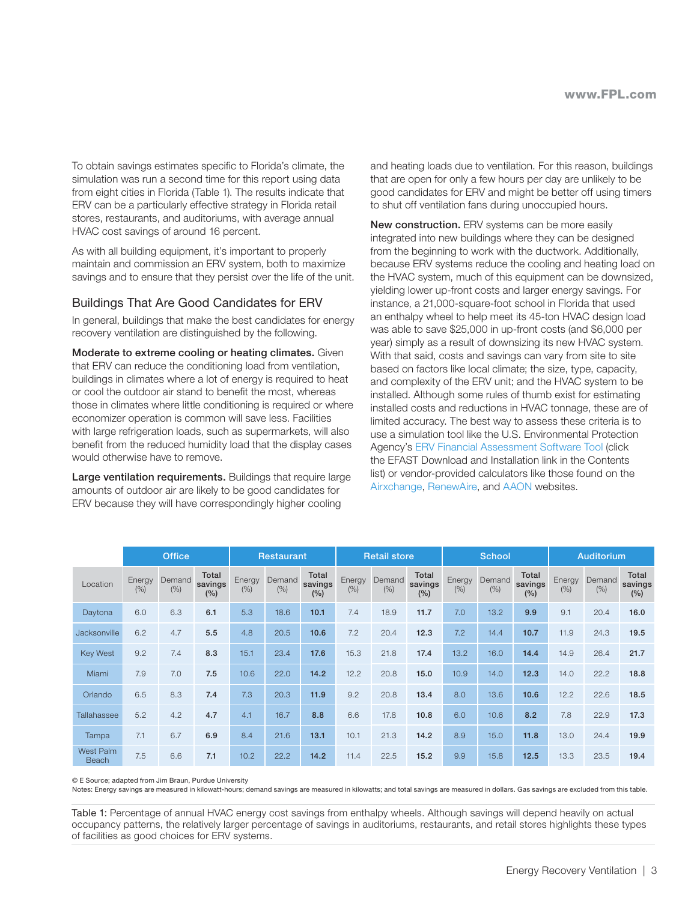To obtain savings estimates specific to Florida's climate, the simulation was run a second time for this report using data from eight cities in Florida (Table 1). The results indicate that ERV can be a particularly effective strategy in Florida retail stores, restaurants, and auditoriums, with average annual HVAC cost savings of around 16 percent.

As with all building equipment, it's important to properly maintain and commission an ERV system, both to maximize savings and to ensure that they persist over the life of the unit.

## Buildings That Are Good Candidates for ERV

In general, buildings that make the best candidates for energy recovery ventilation are distinguished by the following.

**Moderate to extreme cooling or heating climates.** Given that ERV can reduce the conditioning load from ventilation, buildings in climates where a lot of energy is required to heat or cool the outdoor air stand to benefit the most, whereas those in climates where little conditioning is required or where economizer operation is common will save less. Facilities with large refrigeration loads, such as supermarkets, will also benefit from the reduced humidity load that the display cases would otherwise have to remove.

**Large ventilation requirements.** Buildings that require large amounts of outdoor air are likely to be good candidates for ERV because they will have correspondingly higher cooling and heating loads due to ventilation. For this reason, buildings that are open for only a few hours per day are unlikely to be good candidates for ERV and might be better off using timers to shut off ventilation fans during unoccupied hours.

**New construction.** ERV systems can be more easily integrated into new buildings where they can be designed from the beginning to work with the ductwork. Additionally, because ERV systems reduce the cooling and heating load on the HVAC system, much of this equipment can be downsized, yielding lower up-front costs and larger energy savings. For instance, a 21,000-square-foot school in Florida that used an enthalpy wheel to help meet its 45-ton HVAC design load was able to save $25,000 in up-front costs (and $6,000 per year) simply as a result of downsizing its new HVAC system. With that said, costs and savings can vary from site to site based on factors like local climate; the size, type, capacity, and complexity of the ERV unit; and the HVAC system to be installed. Although some rules of thumb exist for estimating installed costs and reductions in HVAC tonnage, these are of limited accuracy. The best way to assess these criteria is to use a simulation tool like the U.S. Environmental Protection Agency's ERV Financial Assessment Software Tool (click the EFAST Download and Installation link in the Contents list) or vendor-provided calculators like those found on the Airxchange, RenewAire, and AAON websites.

| | Office | | | Restaurant | | | Retail store | | | School | | | Auditorium | | |
|---|---|---|---|---|---|---|---|---|---|---|---|---|---|---|---|
| Location | Energy (%) | Demand (%) | Total savings (%) | Energy (%) | Demand (%) | Total savings (%) | Energy (%) | Demand (%) | Total savings (%) | Energy (%) | Demand (%) | Total savings (%) | Energy (%) | Demand (%) | Total savings (%) |
| Daytona | 6.0 | 6.3 | **6.1** | 5.3 | 18.6 | **10.1** | 7.4 | 18.9 | **11.7** | 7.0 | 13.2 | **9.9** | 9.1 | 20.4 | **16.0** |
| Jacksonville | 6.2 | 4.7 | **5.5** | 4.8 | 20.5 | **10.6** | 7.2 | 20.4 | **12.3** | 7.2 | 14.4 | **10.7** | 11.9 | 24.3 | **19.5** |
| Key West | 9.2 | 7.4 | **8.3** | 15.1 | 23.4 | **17.6** | 15.3 | 21.8 | **17.4** | 13.2 | 16.0 | **14.4** | 14.9 | 26.4 | **21.7** |
| Miami | 7.9 | 7.0 | **7.5** | 10.6 | 22.0 | **14.2** | 12.2 | 20.8 | **15.0** | 10.9 | 14.0 | **12.3** | 14.0 | 22.2 | **18.8** |
| Orlando | 6.5 | 8.3 | **7.4** | 7.3 | 20.3 | **11.9** | 9.2 | 20.8 | **13.4** | 8.0 | 13.6 | **10.6** | 12.2 | 22.6 | **18.5** |
| Tallahassee | 5.2 | 4.2 | **4.7** | 4.1 | 16.7 | **8.8** | 6.6 | 17.8 | **10.8** | 6.0 | 10.6 | **8.2** | 7.8 | 22.9 | **17.3** |
| Tampa | 7.1 | 6.7 | **6.9** | 8.4 | 21.6 | **13.1** | 10.1 | 21.3 | **14.2** | 8.9 | 15.0 | **11.8** | 13.0 | 24.4 | **19.9** |
| West Palm Beach | 7.5 | 6.6 | **7.1** | 10.2 | 22.2 | **14.2** | 11.4 | 22.5 | **15.2** | 9.9 | 15.8 | **12.5** | 13.3 | 23.5 | **19.4** |

© E Source; adapted from Jim Braun, Purdue University

Notes: Energy savings are measured in kilowatt-hours; demand savings are measured in kilowatts; and total savings are measured in dollars. Gas savings are excluded from this table.

Table 1: Percentage of annual HVAC energy cost savings from enthalpy wheels. Although savings will depend heavily on actual occupancy patterns, the relatively larger percentage of savings in auditoriums, restaurants, and retail stores highlights these types of facilities as good choices for ERV systems.